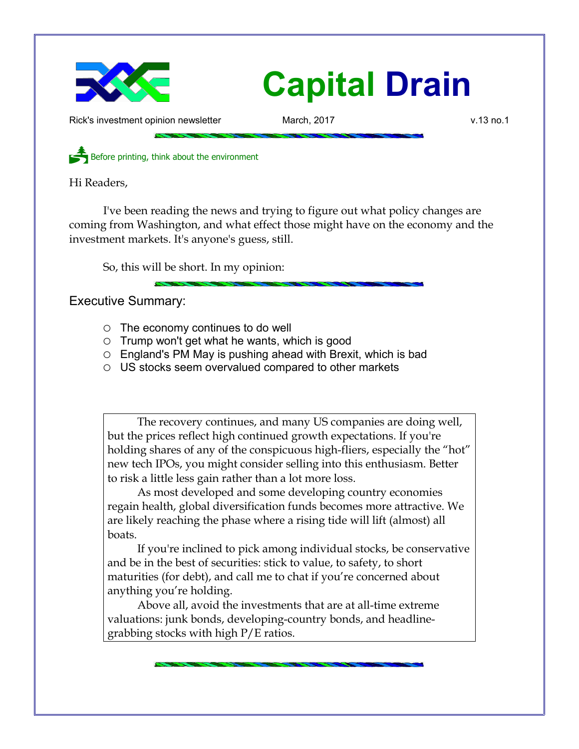# Capital Drain

Rick's investment opinion newsletter — March, 2017 — v.13 no.1

Before printing, think about the environment

Hi Readers,

I've been reading the news and trying to figure out what policy changes are coming from Washington, and what effect those might have on the economy and the investment markets. It's anyone's guess, still.

So, this will be short. In my opinion:

## Executive Summary:

- The economy continues to do well
- Trump won't get what he wants, which is good
- England's PM May is pushing ahead with Brexit, which is bad
- US stocks seem overvalued compared to other markets

The recovery continues, and many US companies are doing well, but the prices reflect high continued growth expectations. If you're holding shares of any of the conspicuous high-fliers, especially the "hot" new tech IPOs, you might consider selling into this enthusiasm. Better to risk a little less gain rather than a lot more loss.

As most developed and some developing country economies regain health, global diversification funds becomes more attractive. We are likely reaching the phase where a rising tide will lift (almost) all boats.

If you're inclined to pick among individual stocks, be conservative and be in the best of securities: stick to value, to safety, to short maturities (for debt), and call me to chat if you're concerned about anything you're holding.

Above all, avoid the investments that are at all-time extreme valuations: junk bonds, developing-country bonds, and headline-grabbing stocks with high P/E ratios.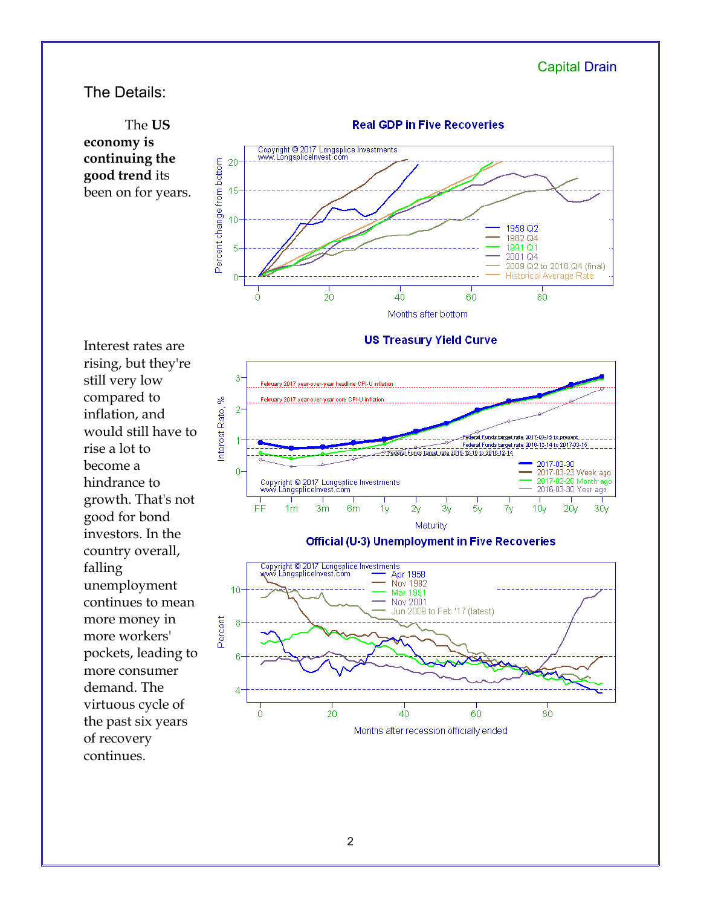## The Details:

The **US economy is continuing the good trend** its been on for years.

Interest rates are rising, but they're still very low compared to inflation, and would still have to rise a lot to become a hindrance to growth. That's not good for bond investors. In the country overall, falling unemployment continues to mean more money in more workers' pockets, leading to more consumer demand. The virtuous cycle of the past six years of recovery continues.

**Real GDP in Five Recoveries**

**US Treasury Yield Curve**

**Official (U-3) Unemployment in Five Recoveries**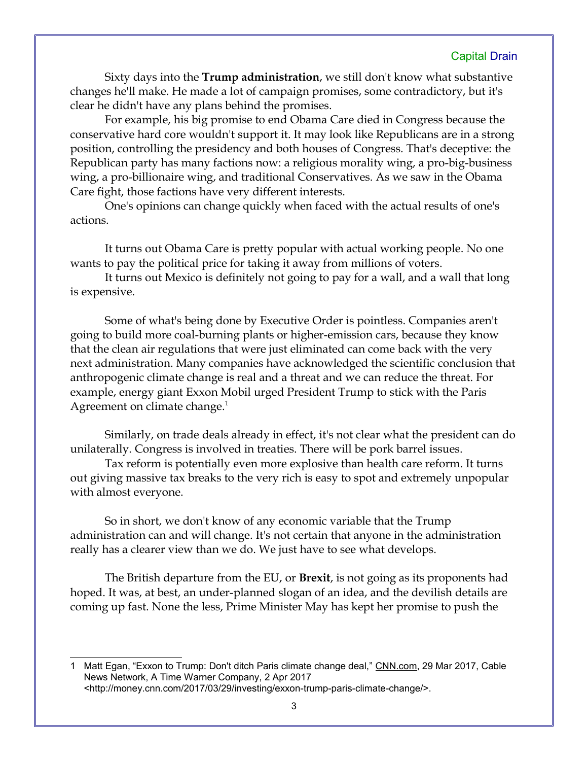Sixty days into the **Trump administration**, we still don't know what substantive changes he'll make. He made a lot of campaign promises, some contradictory, but it's clear he didn't have any plans behind the promises.

For example, his big promise to end Obama Care died in Congress because the conservative hard core wouldn't support it. It may look like Republicans are in a strong position, controlling the presidency and both houses of Congress. That's deceptive: the Republican party has many factions now: a religious morality wing, a pro-big-business wing, a pro-billionaire wing, and traditional Conservatives. As we saw in the Obama Care fight, those factions have very different interests.

One's opinions can change quickly when faced with the actual results of one's actions.

It turns out Obama Care is pretty popular with actual working people. No one wants to pay the political price for taking it away from millions of voters.

It turns out Mexico is definitely not going to pay for a wall, and a wall that long is expensive.

Some of what's being done by Executive Order is pointless. Companies aren't going to build more coal-burning plants or higher-emission cars, because they know that the clean air regulations that were just eliminated can come back with the very next administration. Many companies have acknowledged the scientific conclusion that anthropogenic climate change is real and a threat and we can reduce the threat. For example, energy giant Exxon Mobil urged President Trump to stick with the Paris Agreement on climate change.[1]

Similarly, on trade deals already in effect, it's not clear what the president can do unilaterally. Congress is involved in treaties. There will be pork barrel issues.

Tax reform is potentially even more explosive than health care reform. It turns out giving massive tax breaks to the very rich is easy to spot and extremely unpopular with almost everyone.

So in short, we don't know of any economic variable that the Trump administration can and will change. It's not certain that anyone in the administration really has a clearer view than we do. We just have to see what develops.

The British departure from the EU, or **Brexit**, is not going as its proponents had hoped. It was, at best, an under-planned slogan of an idea, and the devilish details are coming up fast. None the less, Prime Minister May has kept her promise to push the

---

1 Matt Egan, "Exxon to Trump: Don't ditch Paris climate change deal," CNN.com, 29 Mar 2017, Cable News Network, A Time Warner Company, 2 Apr 2017 <http://money.cnn.com/2017/03/29/investing/exxon-trump-paris-climate-change/>.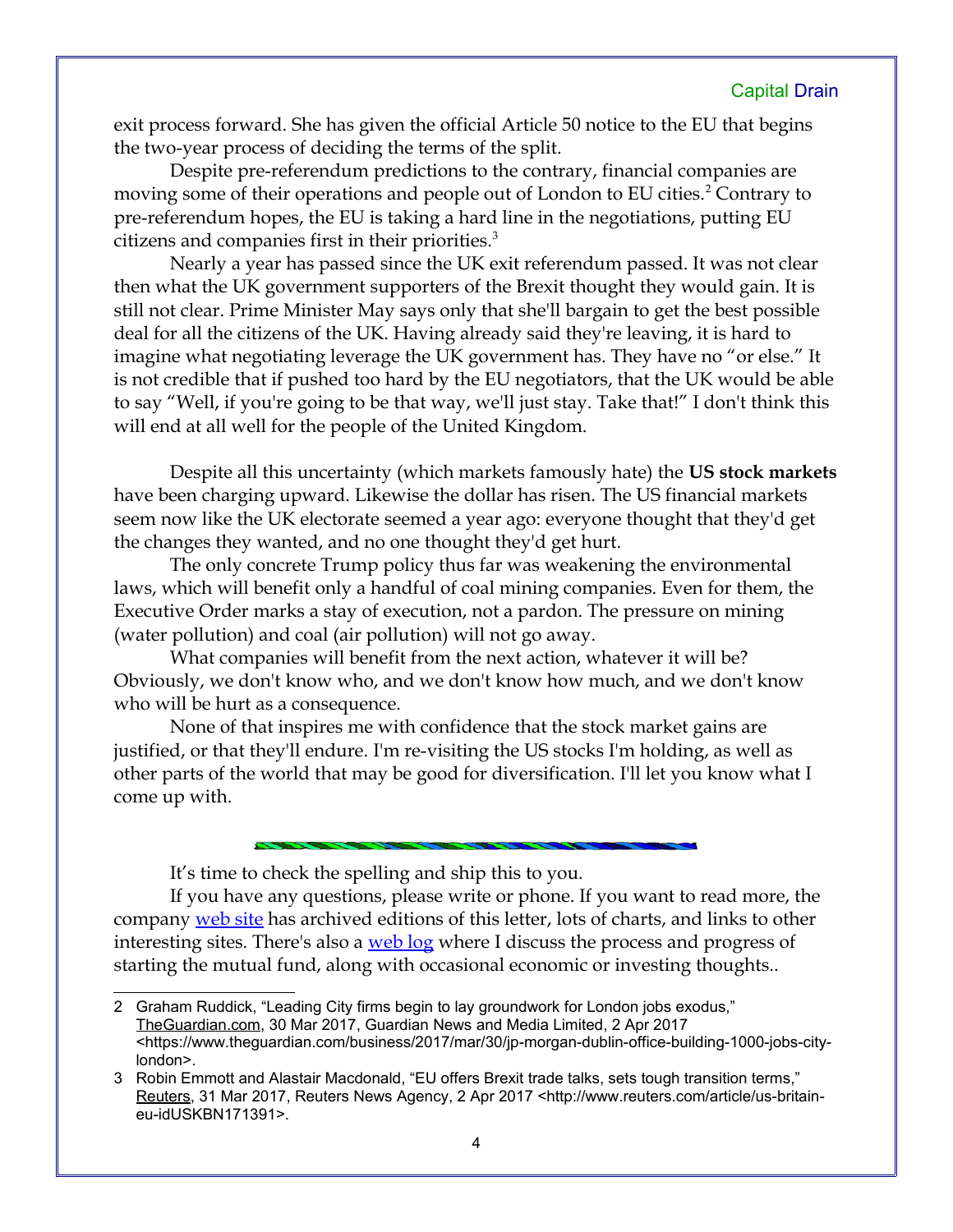exit process forward. She has given the official Article 50 notice to the EU that begins the two-year process of deciding the terms of the split.

Despite pre-referendum predictions to the contrary, financial companies are moving some of their operations and people out of London to EU cities.[2] Contrary to pre-referendum hopes, the EU is taking a hard line in the negotiations, putting EU citizens and companies first in their priorities.[3]

Nearly a year has passed since the UK exit referendum passed. It was not clear then what the UK government supporters of the Brexit thought they would gain. It is still not clear. Prime Minister May says only that she'll bargain to get the best possible deal for all the citizens of the UK. Having already said they're leaving, it is hard to imagine what negotiating leverage the UK government has. They have no "or else." It is not credible that if pushed too hard by the EU negotiators, that the UK would be able to say "Well, if you're going to be that way, we'll just stay. Take that!" I don't think this will end at all well for the people of the United Kingdom.

Despite all this uncertainty (which markets famously hate) the **US stock markets** have been charging upward. Likewise the dollar has risen. The US financial markets seem now like the UK electorate seemed a year ago: everyone thought that they'd get the changes they wanted, and no one thought they'd get hurt.

The only concrete Trump policy thus far was weakening the environmental laws, which will benefit only a handful of coal mining companies. Even for them, the Executive Order marks a stay of execution, not a pardon. The pressure on mining (water pollution) and coal (air pollution) will not go away.

What companies will benefit from the next action, whatever it will be? Obviously, we don't know who, and we don't know how much, and we don't know who will be hurt as a consequence.

None of that inspires me with confidence that the stock market gains are justified, or that they'll endure. I'm re-visiting the US stocks I'm holding, as well as other parts of the world that may be good for diversification. I'll let you know what I come up with.

---

It's time to check the spelling and ship this to you.

If you have any questions, please write or phone. If you want to read more, the company web site has archived editions of this letter, lots of charts, and links to other interesting sites. There's also a web log where I discuss the process and progress of starting the mutual fund, along with occasional economic or investing thoughts..

---

2 Graham Ruddick, "Leading City firms begin to lay groundwork for London jobs exodus," TheGuardian.com, 30 Mar 2017, Guardian News and Media Limited, 2 Apr 2017 <https://www.theguardian.com/business/2017/mar/30/jp-morgan-dublin-office-building-1000-jobs-city-london>.

3 Robin Emmott and Alastair Macdonald, "EU offers Brexit trade talks, sets tough transition terms," Reuters, 31 Mar 2017, Reuters News Agency, 2 Apr 2017 <http://www.reuters.com/article/us-britain-eu-idUSKBN171391>.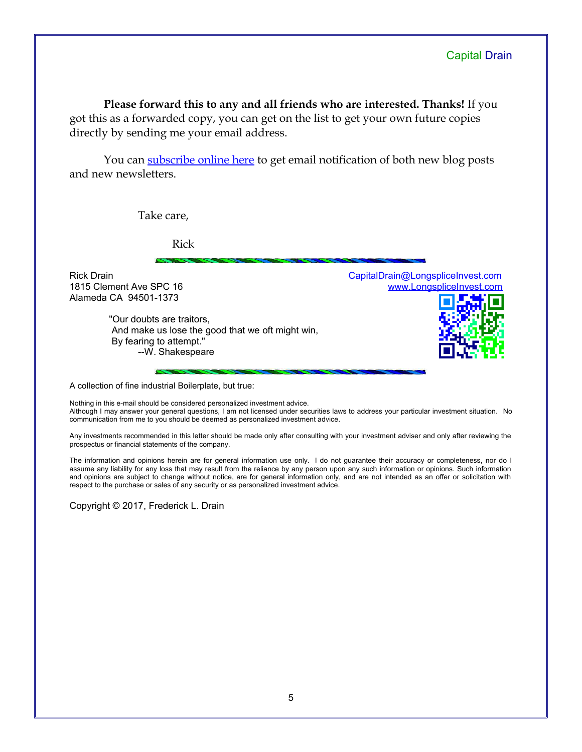**Please forward this to any and all friends who are interested. Thanks!** If you got this as a forwarded copy, you can get on the list to get your own future copies directly by sending me your email address.

You can subscribe online here to get email notification of both new blog posts and new newsletters.

Take care,

Rick

Rick Drain
1815 Clement Ave SPC 16
Alameda CA 94501-1373

CapitalDrain@LongspliceInvest.com
www.LongspliceInvest.com

"Our doubts are traitors,
And make us lose the good that we oft might win,
By fearing to attempt."
--W. Shakespeare

A collection of fine industrial Boilerplate, but true:

Nothing in this e-mail should be considered personalized investment advice.
Although I may answer your general questions, I am not licensed under securities laws to address your particular investment situation. No communication from me to you should be deemed as personalized investment advice.

Any investments recommended in this letter should be made only after consulting with your investment adviser and only after reviewing the prospectus or financial statements of the company.

The information and opinions herein are for general information use only. I do not guarantee their accuracy or completeness, nor do I assume any liability for any loss that may result from the reliance by any person upon any such information or opinions. Such information and opinions are subject to change without notice, are for general information only, and are not intended as an offer or solicitation with respect to the purchase or sales of any security or as personalized investment advice.

Copyright © 2017, Frederick L. Drain